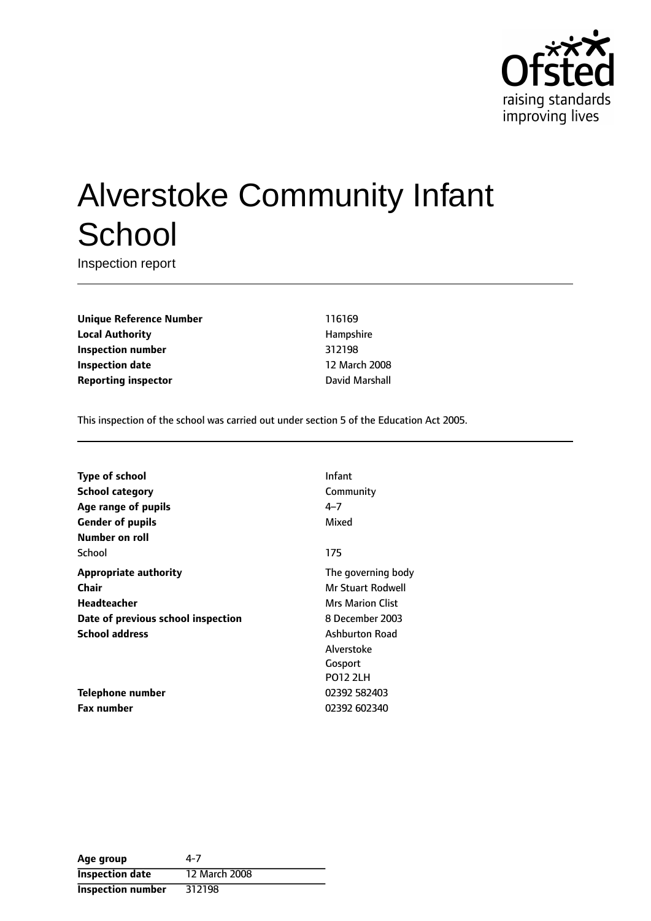Ofsted
raising standards
improving lives

# Alverstoke Community Infant School

Inspection report

| | |
|---|---|
| **Unique Reference Number** | 116169 |
| **Local Authority** | Hampshire |
| **Inspection number** | 312198 |
| **Inspection date** | 12 March 2008 |
| **Reporting inspector** | David Marshall |

This inspection of the school was carried out under section 5 of the Education Act 2005.

| | |
|---|---|
| **Type of school** | Infant |
| **School category** | Community |
| **Age range of pupils** | 4–7 |
| **Gender of pupils** | Mixed |
| **Number on roll** | |
| School | 175 |
| **Appropriate authority** | The governing body |
| **Chair** | Mr Stuart Rodwell |
| **Headteacher** | Mrs Marion Clist |
| **Date of previous school inspection** | 8 December 2003 |
| **School address** | Ashburton Road<br>Alverstoke<br>Gosport<br>PO12 2LH |
| **Telephone number** | 02392 582403 |
| **Fax number** | 02392 602340 |

| | |
|---|---|
| **Age group** | 4-7 |
| **Inspection date** | 12 March 2008 |
| **Inspection number** | 312198 |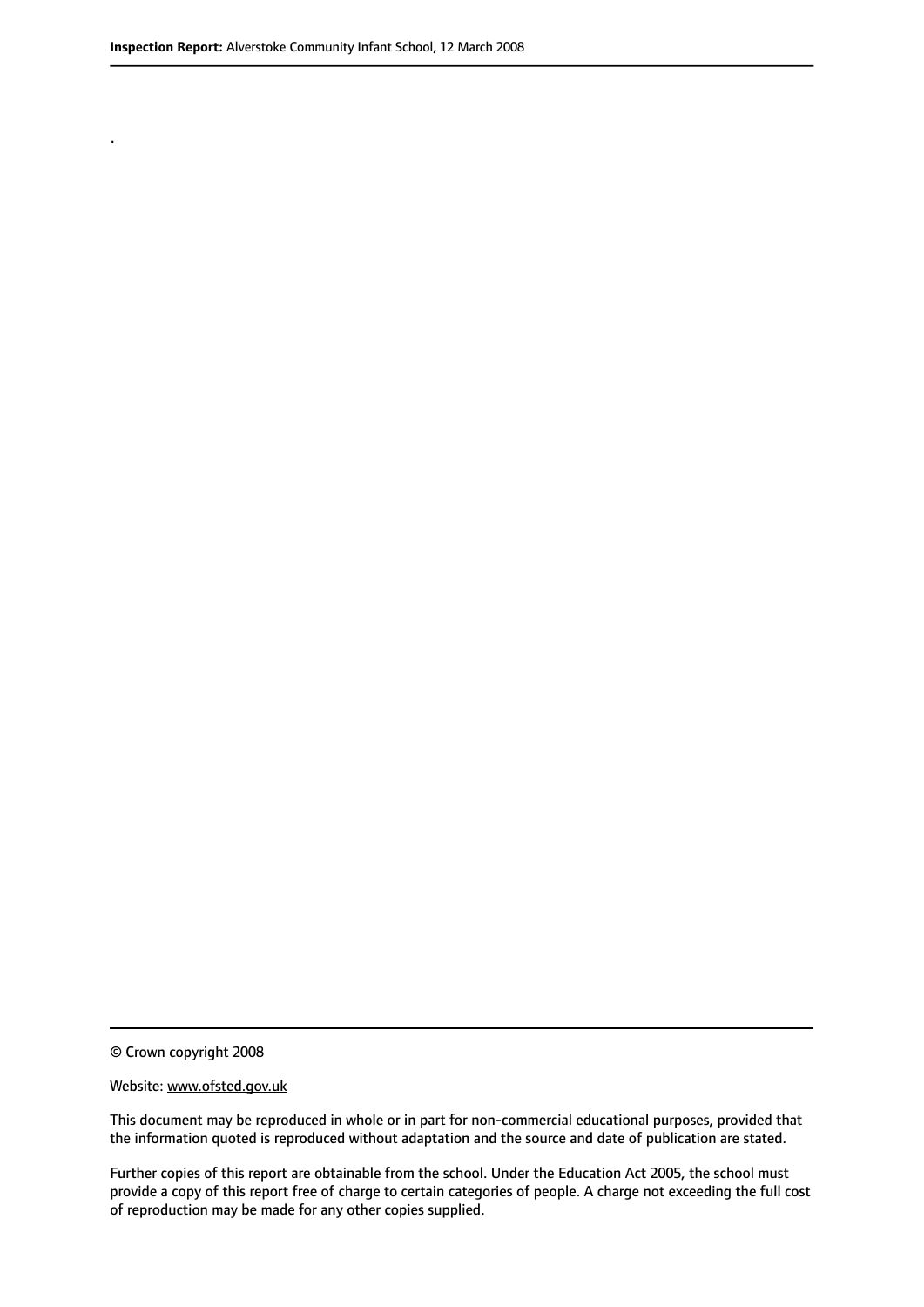.

© Crown copyright 2008

Website: www.ofsted.gov.uk

This document may be reproduced in whole or in part for non-commercial educational purposes, provided that the information quoted is reproduced without adaptation and the source and date of publication are stated.

Further copies of this report are obtainable from the school. Under the Education Act 2005, the school must provide a copy of this report free of charge to certain categories of people. A charge not exceeding the full cost of reproduction may be made for any other copies supplied.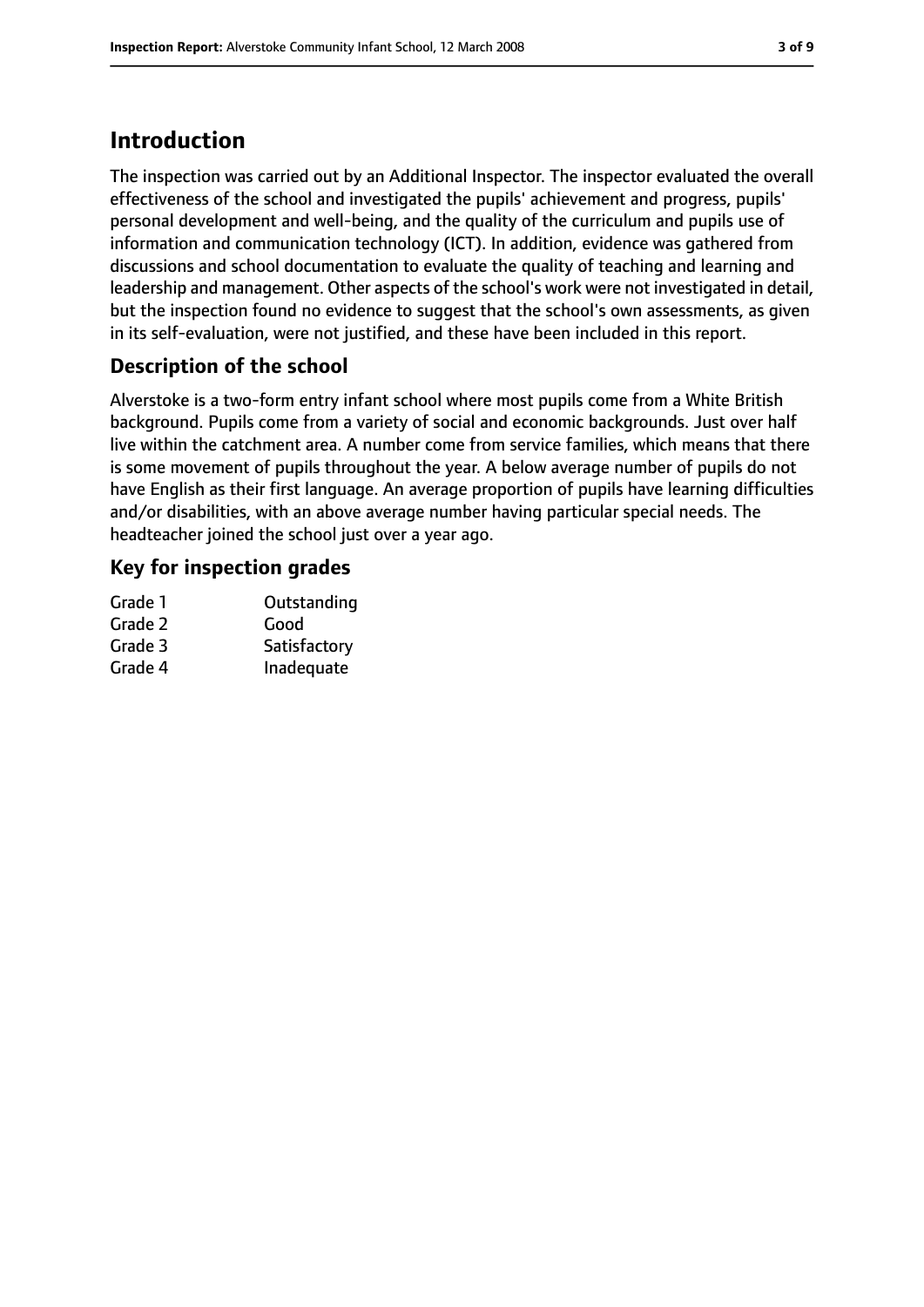## Introduction

The inspection was carried out by an Additional Inspector. The inspector evaluated the overall effectiveness of the school and investigated the pupils' achievement and progress, pupils' personal development and well-being, and the quality of the curriculum and pupils use of information and communication technology (ICT). In addition, evidence was gathered from discussions and school documentation to evaluate the quality of teaching and learning and leadership and management. Other aspects of the school's work were not investigated in detail, but the inspection found no evidence to suggest that the school's own assessments, as given in its self-evaluation, were not justified, and these have been included in this report.

### Description of the school

Alverstoke is a two-form entry infant school where most pupils come from a White British background. Pupils come from a variety of social and economic backgrounds. Just over half live within the catchment area. A number come from service families, which means that there is some movement of pupils throughout the year. A below average number of pupils do not have English as their first language. An average proportion of pupils have learning difficulties and/or disabilities, with an above average number having particular special needs. The headteacher joined the school just over a year ago.

### Key for inspection grades

| | |
|---|---|
| Grade 1 | Outstanding |
| Grade 2 | Good |
| Grade 3 | Satisfactory |
| Grade 4 | Inadequate |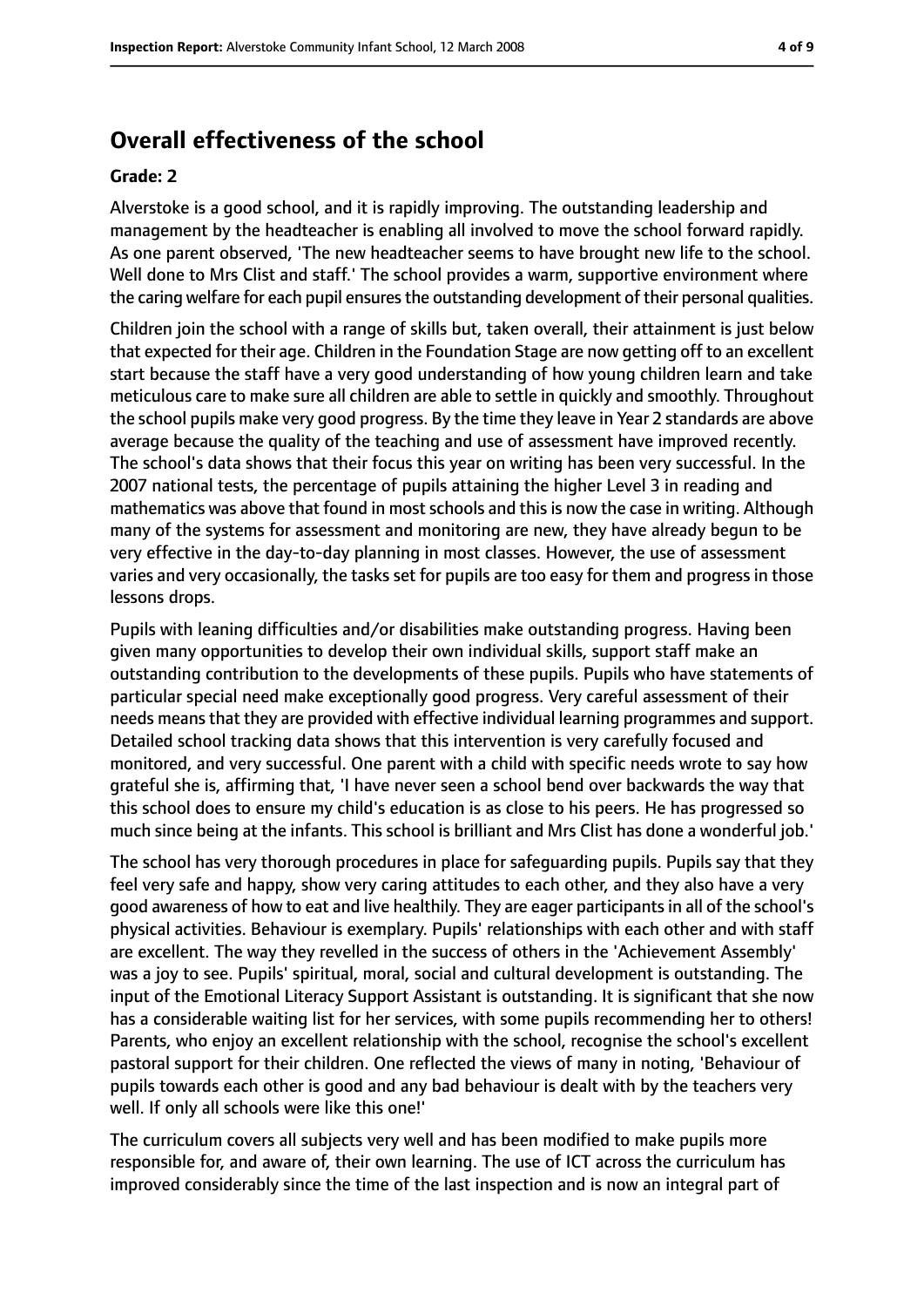## Overall effectiveness of the school

### Grade: 2

Alverstoke is a good school, and it is rapidly improving. The outstanding leadership and management by the headteacher is enabling all involved to move the school forward rapidly. As one parent observed, 'The new headteacher seems to have brought new life to the school. Well done to Mrs Clist and staff.' The school provides a warm, supportive environment where the caring welfare for each pupil ensures the outstanding development of their personal qualities.

Children join the school with a range of skills but, taken overall, their attainment is just below that expected for their age. Children in the Foundation Stage are now getting off to an excellent start because the staff have a very good understanding of how young children learn and take meticulous care to make sure all children are able to settle in quickly and smoothly. Throughout the school pupils make very good progress. By the time they leave in Year 2 standards are above average because the quality of the teaching and use of assessment have improved recently. The school's data shows that their focus this year on writing has been very successful. In the 2007 national tests, the percentage of pupils attaining the higher Level 3 in reading and mathematics was above that found in most schools and this is now the case in writing. Although many of the systems for assessment and monitoring are new, they have already begun to be very effective in the day-to-day planning in most classes. However, the use of assessment varies and very occasionally, the tasks set for pupils are too easy for them and progress in those lessons drops.

Pupils with leaning difficulties and/or disabilities make outstanding progress. Having been given many opportunities to develop their own individual skills, support staff make an outstanding contribution to the developments of these pupils. Pupils who have statements of particular special need make exceptionally good progress. Very careful assessment of their needs means that they are provided with effective individual learning programmes and support. Detailed school tracking data shows that this intervention is very carefully focused and monitored, and very successful. One parent with a child with specific needs wrote to say how grateful she is, affirming that, 'I have never seen a school bend over backwards the way that this school does to ensure my child's education is as close to his peers. He has progressed so much since being at the infants. This school is brilliant and Mrs Clist has done a wonderful job.'

The school has very thorough procedures in place for safeguarding pupils. Pupils say that they feel very safe and happy, show very caring attitudes to each other, and they also have a very good awareness of how to eat and live healthily. They are eager participants in all of the school's physical activities. Behaviour is exemplary. Pupils' relationships with each other and with staff are excellent. The way they revelled in the success of others in the 'Achievement Assembly' was a joy to see. Pupils' spiritual, moral, social and cultural development is outstanding. The input of the Emotional Literacy Support Assistant is outstanding. It is significant that she now has a considerable waiting list for her services, with some pupils recommending her to others! Parents, who enjoy an excellent relationship with the school, recognise the school's excellent pastoral support for their children. One reflected the views of many in noting, 'Behaviour of pupils towards each other is good and any bad behaviour is dealt with by the teachers very well. If only all schools were like this one!'

The curriculum covers all subjects very well and has been modified to make pupils more responsible for, and aware of, their own learning. The use of ICT across the curriculum has improved considerably since the time of the last inspection and is now an integral part of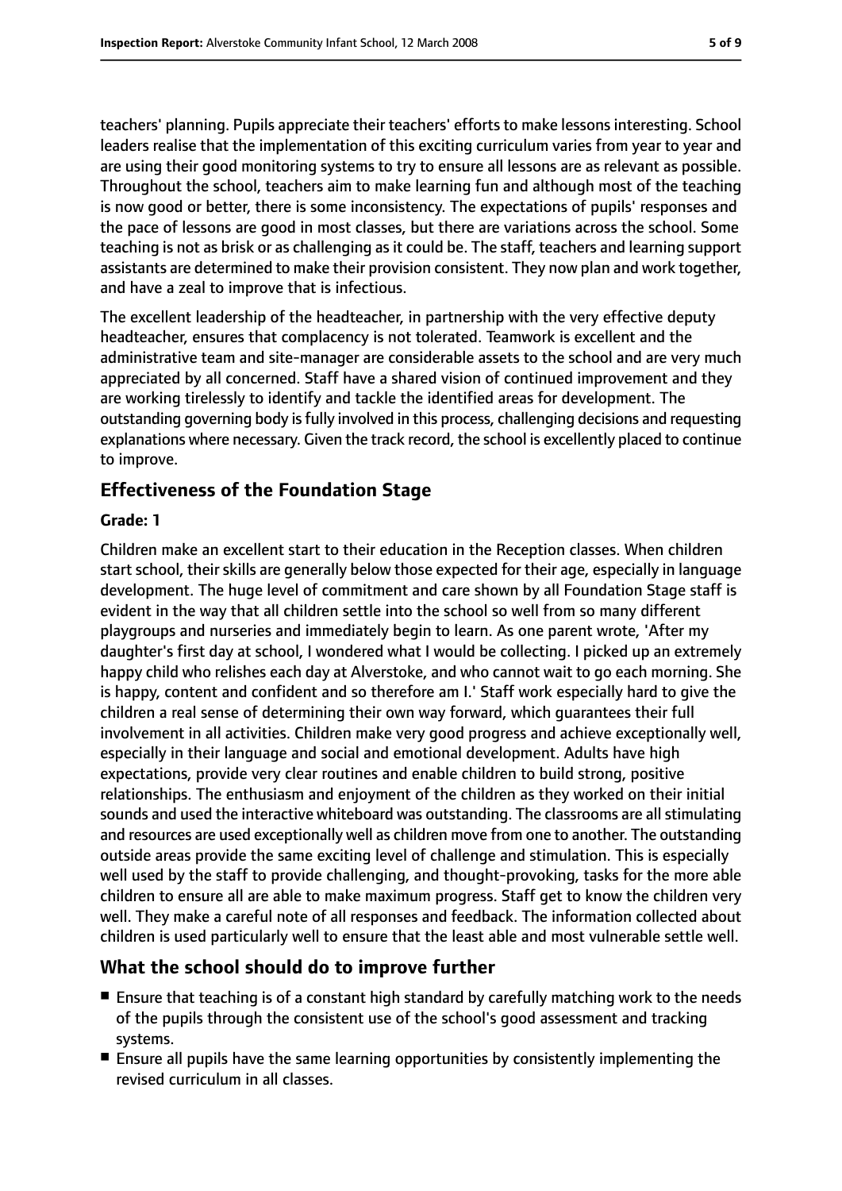teachers' planning. Pupils appreciate their teachers' efforts to make lessons interesting. School leaders realise that the implementation of this exciting curriculum varies from year to year and are using their good monitoring systems to try to ensure all lessons are as relevant as possible. Throughout the school, teachers aim to make learning fun and although most of the teaching is now good or better, there is some inconsistency. The expectations of pupils' responses and the pace of lessons are good in most classes, but there are variations across the school. Some teaching is not as brisk or as challenging as it could be. The staff, teachers and learning support assistants are determined to make their provision consistent. They now plan and work together, and have a zeal to improve that is infectious.

The excellent leadership of the headteacher, in partnership with the very effective deputy headteacher, ensures that complacency is not tolerated. Teamwork is excellent and the administrative team and site-manager are considerable assets to the school and are very much appreciated by all concerned. Staff have a shared vision of continued improvement and they are working tirelessly to identify and tackle the identified areas for development. The outstanding governing body is fully involved in this process, challenging decisions and requesting explanations where necessary. Given the track record, the school is excellently placed to continue to improve.

## Effectiveness of the Foundation Stage

**Grade: 1**

Children make an excellent start to their education in the Reception classes. When children start school, their skills are generally below those expected for their age, especially in language development. The huge level of commitment and care shown by all Foundation Stage staff is evident in the way that all children settle into the school so well from so many different playgroups and nurseries and immediately begin to learn. As one parent wrote, 'After my daughter's first day at school, I wondered what I would be collecting. I picked up an extremely happy child who relishes each day at Alverstoke, and who cannot wait to go each morning. She is happy, content and confident and so therefore am I.' Staff work especially hard to give the children a real sense of determining their own way forward, which guarantees their full involvement in all activities. Children make very good progress and achieve exceptionally well, especially in their language and social and emotional development. Adults have high expectations, provide very clear routines and enable children to build strong, positive relationships. The enthusiasm and enjoyment of the children as they worked on their initial sounds and used the interactive whiteboard was outstanding. The classrooms are all stimulating and resources are used exceptionally well as children move from one to another. The outstanding outside areas provide the same exciting level of challenge and stimulation. This is especially well used by the staff to provide challenging, and thought-provoking, tasks for the more able children to ensure all are able to make maximum progress. Staff get to know the children very well. They make a careful note of all responses and feedback. The information collected about children is used particularly well to ensure that the least able and most vulnerable settle well.

## What the school should do to improve further

- Ensure that teaching is of a constant high standard by carefully matching work to the needs of the pupils through the consistent use of the school's good assessment and tracking systems.
- Ensure all pupils have the same learning opportunities by consistently implementing the revised curriculum in all classes.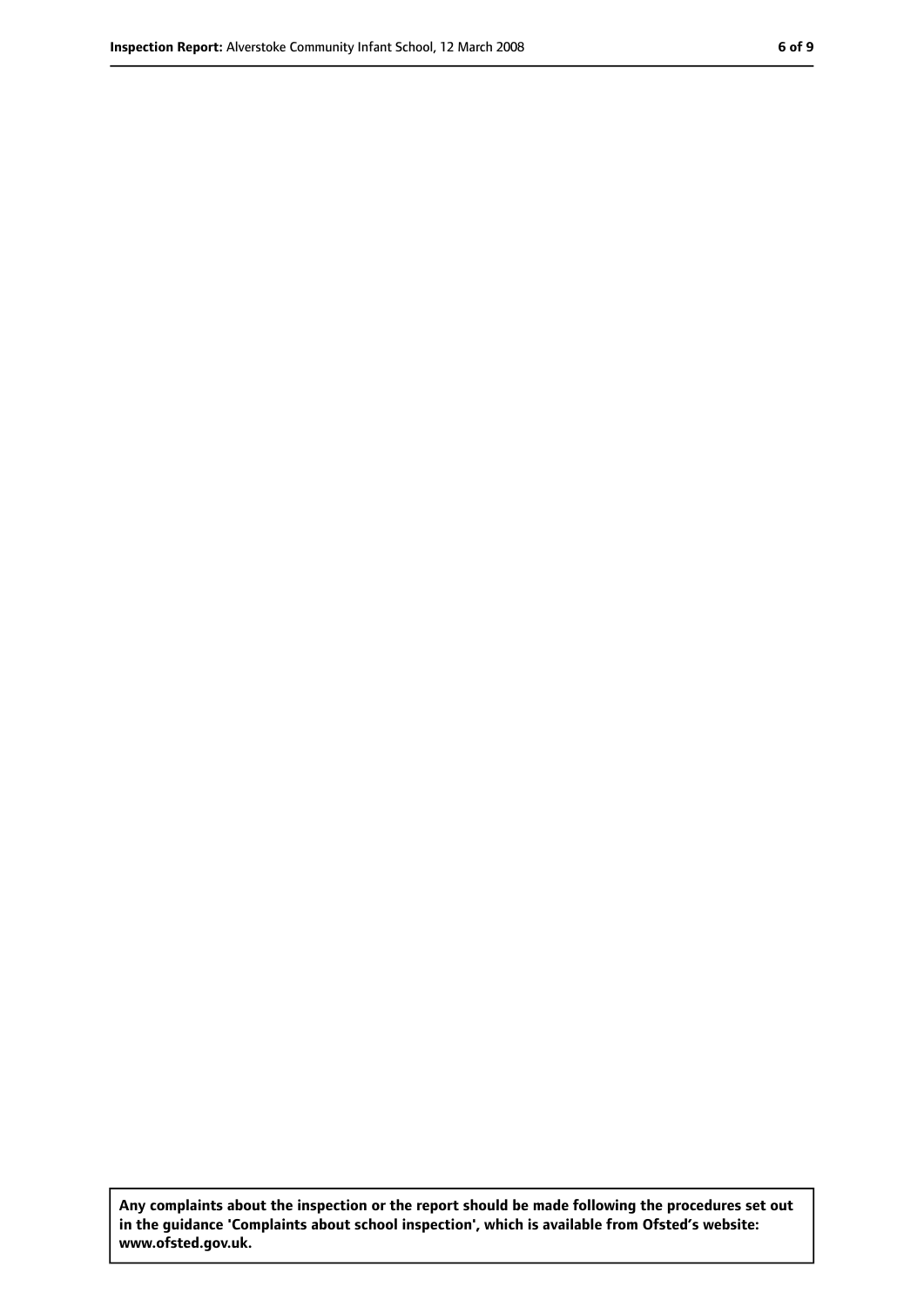**Any complaints about the inspection or the report should be made following the procedures set out in the guidance 'Complaints about school inspection', which is available from Ofsted's website: www.ofsted.gov.uk.**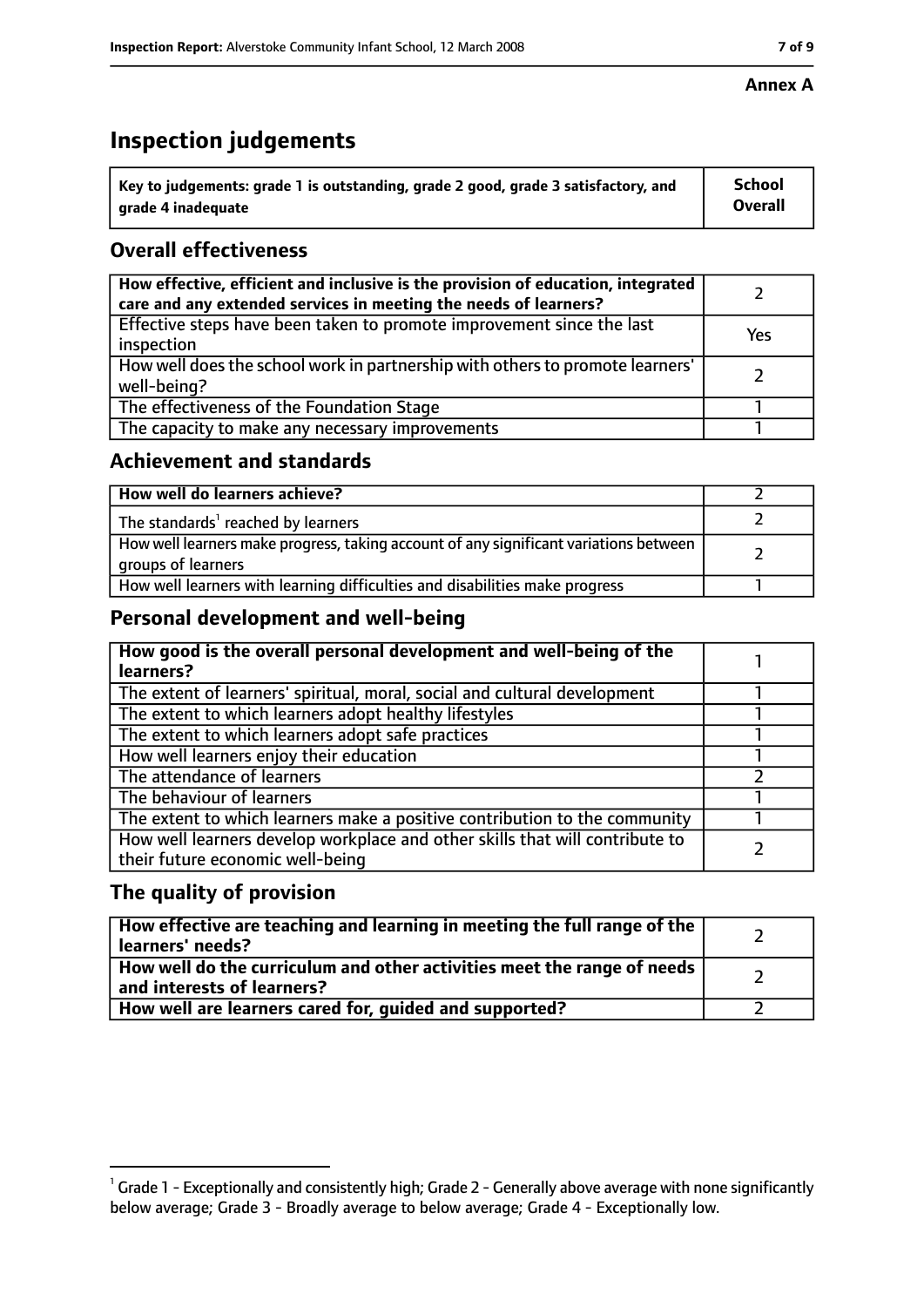**Annex A**

# Inspection judgements

| Key to judgements: grade 1 is outstanding, grade 2 good, grade 3 satisfactory, and grade 4 inadequate | School Overall |
|---|---|

## Overall effectiveness

| | |
|---|---|
| **How effective, efficient and inclusive is the provision of education, integrated care and any extended services in meeting the needs of learners?** | 2 |
| Effective steps have been taken to promote improvement since the last inspection | Yes |
| How well does the school work in partnership with others to promote learners' well-being? | 2 |
| The effectiveness of the Foundation Stage | 1 |
| The capacity to make any necessary improvements | 1 |

## Achievement and standards

| | |
|---|---|
| **How well do learners achieve?** | 2 |
| The standards[1] reached by learners | 2 |
| How well learners make progress, taking account of any significant variations between groups of learners | 2 |
| How well learners with learning difficulties and disabilities make progress | 1 |

## Personal development and well-being

| | |
|---|---|
| **How good is the overall personal development and well-being of the learners?** | 1 |
| The extent of learners' spiritual, moral, social and cultural development | 1 |
| The extent to which learners adopt healthy lifestyles | 1 |
| The extent to which learners adopt safe practices | 1 |
| How well learners enjoy their education | 1 |
| The attendance of learners | 2 |
| The behaviour of learners | 1 |
| The extent to which learners make a positive contribution to the community | 1 |
| How well learners develop workplace and other skills that will contribute to their future economic well-being | 2 |

## The quality of provision

| | |
|---|---|
| **How effective are teaching and learning in meeting the full range of the learners' needs?** | 2 |
| **How well do the curriculum and other activities meet the range of needs and interests of learners?** | 2 |
| **How well are learners cared for, guided and supported?** | 2 |

[1] Grade 1 - Exceptionally and consistently high; Grade 2 - Generally above average with none significantly below average; Grade 3 - Broadly average to below average; Grade 4 - Exceptionally low.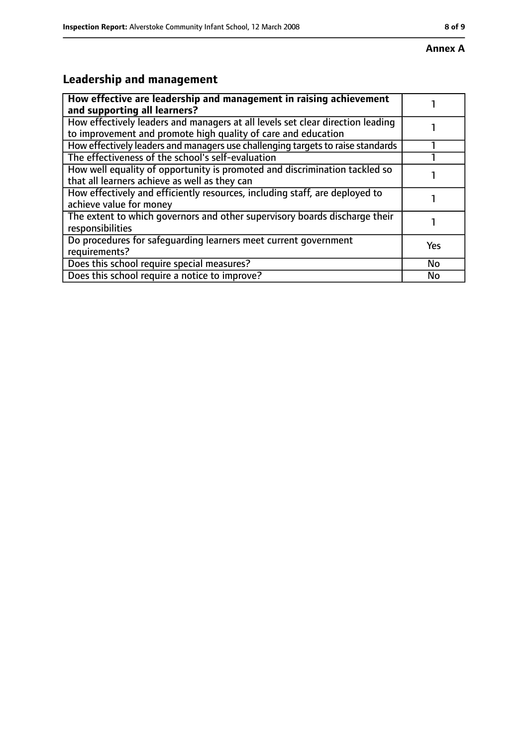**Annex A**

## Leadership and management

| **How effective are leadership and management in raising achievement and supporting all learners?** | 1 |
|---|---|
| How effectively leaders and managers at all levels set clear direction leading to improvement and promote high quality of care and education | 1 |
| How effectively leaders and managers use challenging targets to raise standards | 1 |
| The effectiveness of the school's self-evaluation | 1 |
| How well equality of opportunity is promoted and discrimination tackled so that all learners achieve as well as they can | 1 |
| How effectively and efficiently resources, including staff, are deployed to achieve value for money | 1 |
| The extent to which governors and other supervisory boards discharge their responsibilities | 1 |
| Do procedures for safeguarding learners meet current government requirements? | Yes |
| Does this school require special measures? | No |
| Does this school require a notice to improve? | No |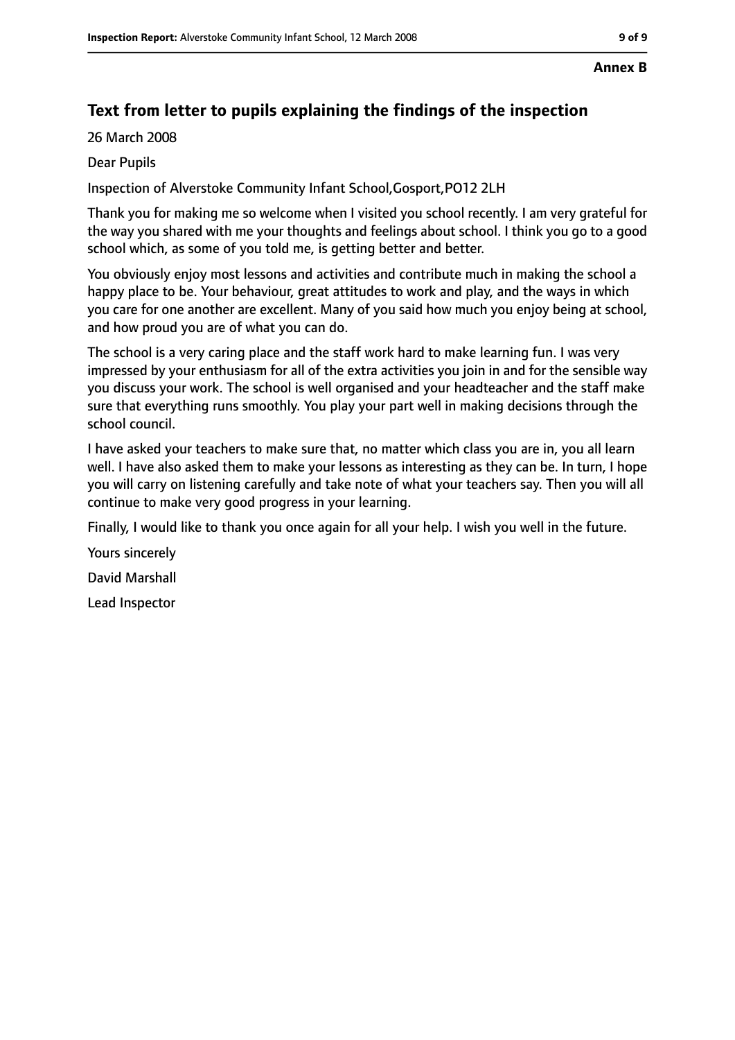**Annex B**

## Text from letter to pupils explaining the findings of the inspection

26 March 2008

Dear Pupils

Inspection of Alverstoke Community Infant School,Gosport,PO12 2LH

Thank you for making me so welcome when I visited you school recently. I am very grateful for the way you shared with me your thoughts and feelings about school. I think you go to a good school which, as some of you told me, is getting better and better.

You obviously enjoy most lessons and activities and contribute much in making the school a happy place to be. Your behaviour, great attitudes to work and play, and the ways in which you care for one another are excellent. Many of you said how much you enjoy being at school, and how proud you are of what you can do.

The school is a very caring place and the staff work hard to make learning fun. I was very impressed by your enthusiasm for all of the extra activities you join in and for the sensible way you discuss your work. The school is well organised and your headteacher and the staff make sure that everything runs smoothly. You play your part well in making decisions through the school council.

I have asked your teachers to make sure that, no matter which class you are in, you all learn well. I have also asked them to make your lessons as interesting as they can be. In turn, I hope you will carry on listening carefully and take note of what your teachers say. Then you will all continue to make very good progress in your learning.

Finally, I would like to thank you once again for all your help. I wish you well in the future.

Yours sincerely

David Marshall

Lead Inspector